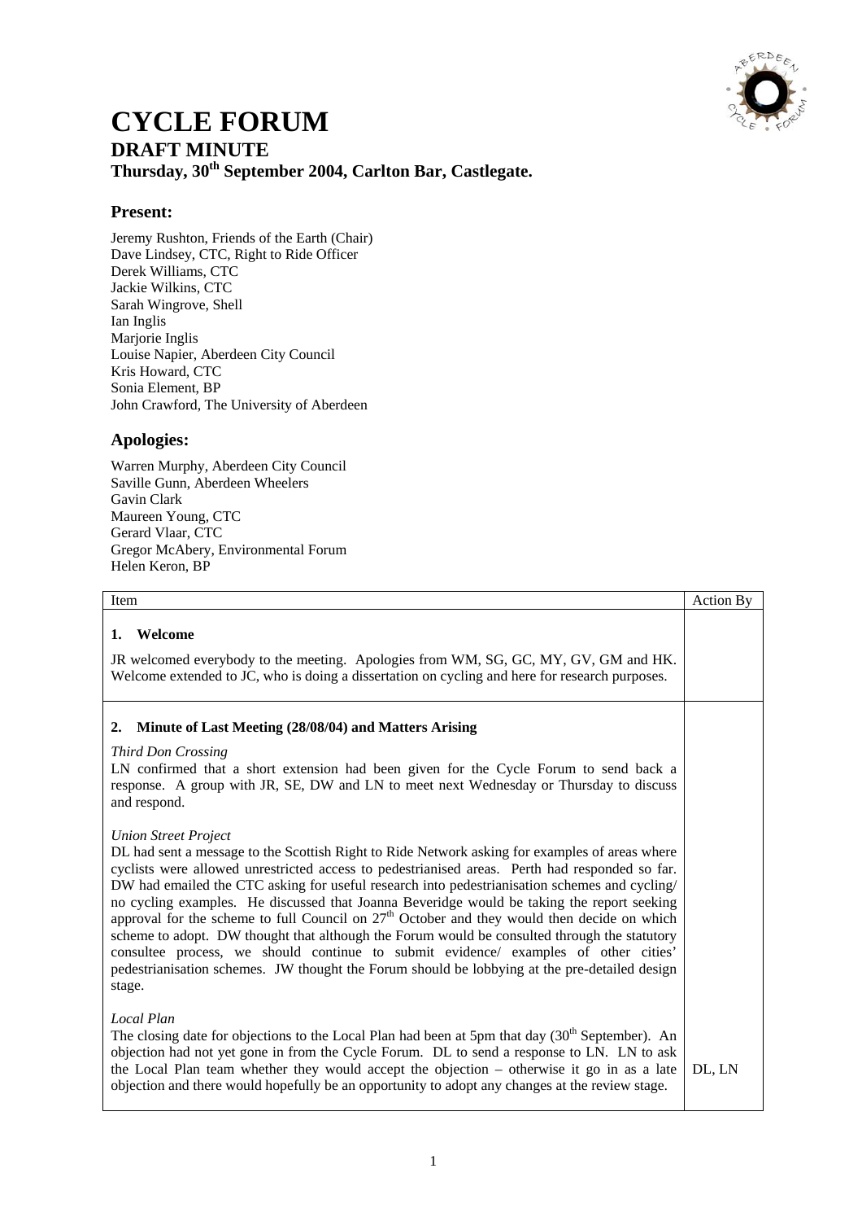# CYCLE FORUM

## DRAFT MINUTE

### Thursday, 30th September 2004, Carlton Bar, Castlegate.

## Present:

Jeremy Rushton, Friends of the Earth (Chair)
Dave Lindsey, CTC, Right to Ride Officer
Derek Williams, CTC
Jackie Wilkins, CTC
Sarah Wingrove, Shell
Ian Inglis
Marjorie Inglis
Louise Napier, Aberdeen City Council
Kris Howard, CTC
Sonia Element, BP
John Crawford, The University of Aberdeen

## Apologies:

Warren Murphy, Aberdeen City Council
Saville Gunn, Aberdeen Wheelers
Gavin Clark
Maureen Young, CTC
Gerard Vlaar, CTC
Gregor McAbery, Environmental Forum
Helen Keron, BP

| Item | Action By |
|---|---|
| **1. Welcome**<br><br>JR welcomed everybody to the meeting. Apologies from WM, SG, GC, MY, GV, GM and HK. Welcome extended to JC, who is doing a dissertation on cycling and here for research purposes. | |
| **2. Minute of Last Meeting (28/08/04) and Matters Arising**<br><br>*Third Don Crossing*<br>LN confirmed that a short extension had been given for the Cycle Forum to send back a response. A group with JR, SE, DW and LN to meet next Wednesday or Thursday to discuss and respond.<br><br>*Union Street Project*<br>DL had sent a message to the Scottish Right to Ride Network asking for examples of areas where cyclists were allowed unrestricted access to pedestrianised areas. Perth had responded so far. DW had emailed the CTC asking for useful research into pedestrianisation schemes and cycling/ no cycling examples. He discussed that Joanna Beveridge would be taking the report seeking approval for the scheme to full Council on 27th October and they would then decide on which scheme to adopt. DW thought that although the Forum would be consulted through the statutory consultee process, we should continue to submit evidence/ examples of other cities' pedestrianisation schemes. JW thought the Forum should be lobbying at the pre-detailed design stage.<br><br>*Local Plan*<br>The closing date for objections to the Local Plan had been at 5pm that day (30th September). An objection had not yet gone in from the Cycle Forum. DL to send a response to LN. LN to ask the Local Plan team whether they would accept the objection – otherwise it go in as a late objection and there would hopefully be an opportunity to adopt any changes at the review stage. | DL, LN |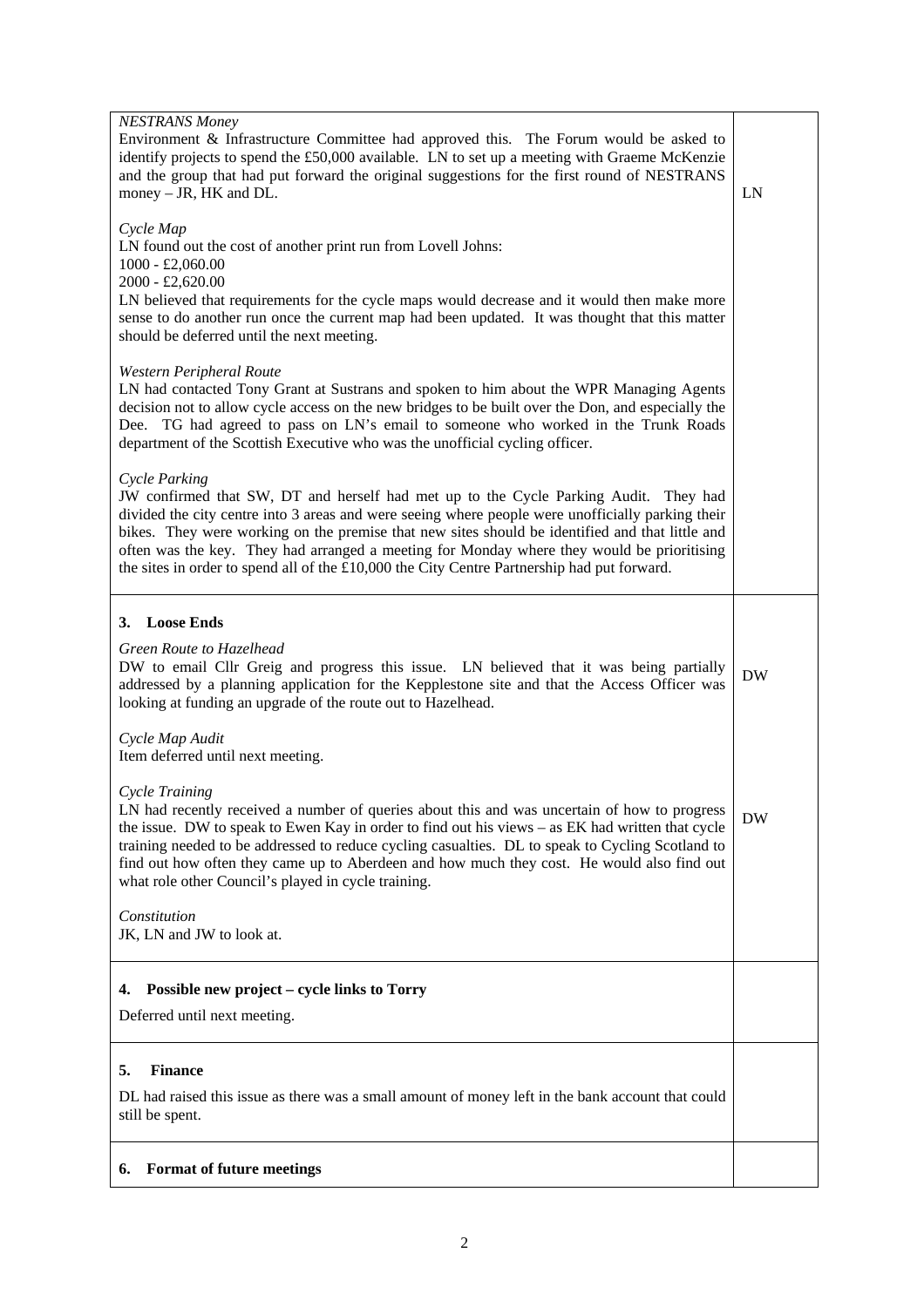| | |
|---|---|
| *NESTRANS Money*<br>Environment & Infrastructure Committee had approved this. The Forum would be asked to identify projects to spend the £50,000 available. LN to set up a meeting with Graeme McKenzie and the group that had put forward the original suggestions for the first round of NESTRANS money – JR, HK and DL.<br><br>*Cycle Map*<br>LN found out the cost of another print run from Lovell Johns:<br>1000 - £2,060.00<br>2000 - £2,620.00<br>LN believed that requirements for the cycle maps would decrease and it would then make more sense to do another run once the current map had been updated. It was thought that this matter should be deferred until the next meeting.<br><br>*Western Peripheral Route*<br>LN had contacted Tony Grant at Sustrans and spoken to him about the WPR Managing Agents decision not to allow cycle access on the new bridges to be built over the Don, and especially the Dee. TG had agreed to pass on LN's email to someone who worked in the Trunk Roads department of the Scottish Executive who was the unofficial cycling officer.<br><br>*Cycle Parking*<br>JW confirmed that SW, DT and herself had met up to the Cycle Parking Audit. They had divided the city centre into 3 areas and were seeing where people were unofficially parking their bikes. They were working on the premise that new sites should be identified and that little and often was the key. They had arranged a meeting for Monday where they would be prioritising the sites in order to spend all of the £10,000 the City Centre Partnership had put forward. | LN |
| **3. Loose Ends**<br><br>*Green Route to Hazelhead*<br>DW to email Cllr Greig and progress this issue. LN believed that it was being partially addressed by a planning application for the Kepplestone site and that the Access Officer was looking at funding an upgrade of the route out to Hazelhead.<br><br>*Cycle Map Audit*<br>Item deferred until next meeting.<br><br>*Cycle Training*<br>LN had recently received a number of queries about this and was uncertain of how to progress the issue. DW to speak to Ewen Kay in order to find out his views – as EK had written that cycle training needed to be addressed to reduce cycling casualties. DL to speak to Cycling Scotland to find out how often they came up to Aberdeen and how much they cost. He would also find out what role other Council's played in cycle training.<br><br>*Constitution*<br>JK, LN and JW to look at. | DW<br><br>DW |
| **4. Possible new project – cycle links to Torry**<br><br>Deferred until next meeting. | |
| **5. Finance**<br><br>DL had raised this issue as there was a small amount of money left in the bank account that could still be spent. | |
| **6. Format of future meetings** | |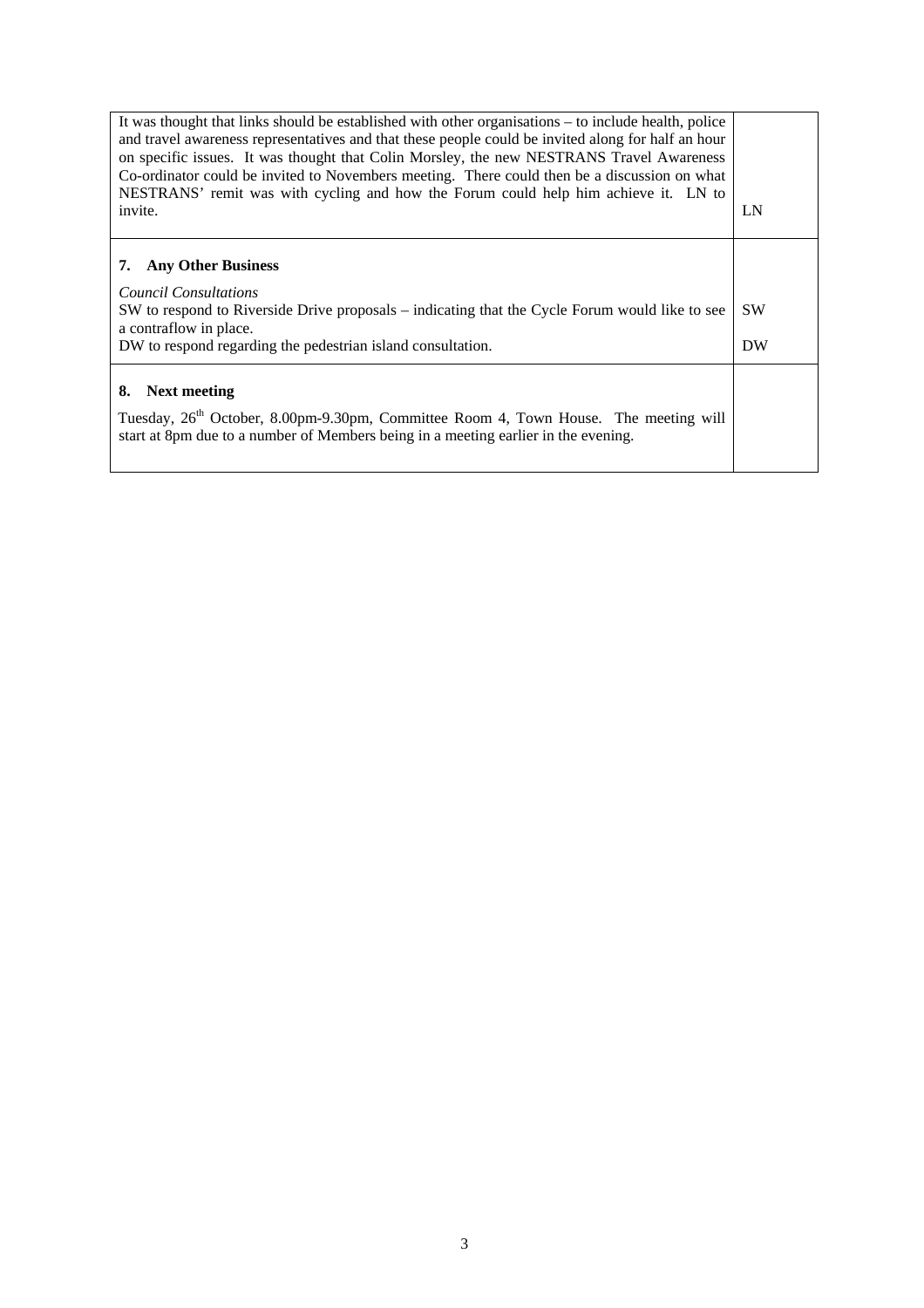| | |
|---|---|
| It was thought that links should be established with other organisations – to include health, police and travel awareness representatives and that these people could be invited along for half an hour on specific issues. It was thought that Colin Morsley, the new NESTRANS Travel Awareness Co-ordinator could be invited to Novembers meeting. There could then be a discussion on what NESTRANS' remit was with cycling and how the Forum could help him achieve it. LN to invite. | LN |
| **7. Any Other Business**<br><br>*Council Consultations*<br>SW to respond to Riverside Drive proposals – indicating that the Cycle Forum would like to see a contraflow in place.<br>DW to respond regarding the pedestrian island consultation. | SW<br><br>DW |
| **8. Next meeting**<br><br>Tuesday, 26th October, 8.00pm-9.30pm, Committee Room 4, Town House. The meeting will start at 8pm due to a number of Members being in a meeting earlier in the evening. | |